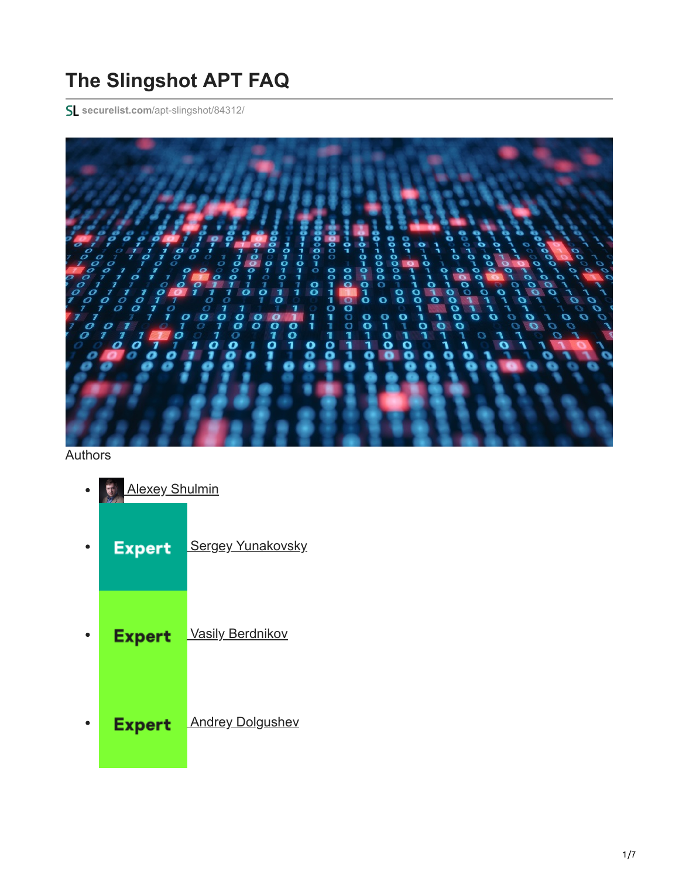# The Slingshot APT FAQ

securelist.com/apt-slingshot/84312/

Authors

- Alexey Shulmin
- Expert Sergey Yunakovsky
- Expert Vasily Berdnikov
- Expert Andrey Dolgushev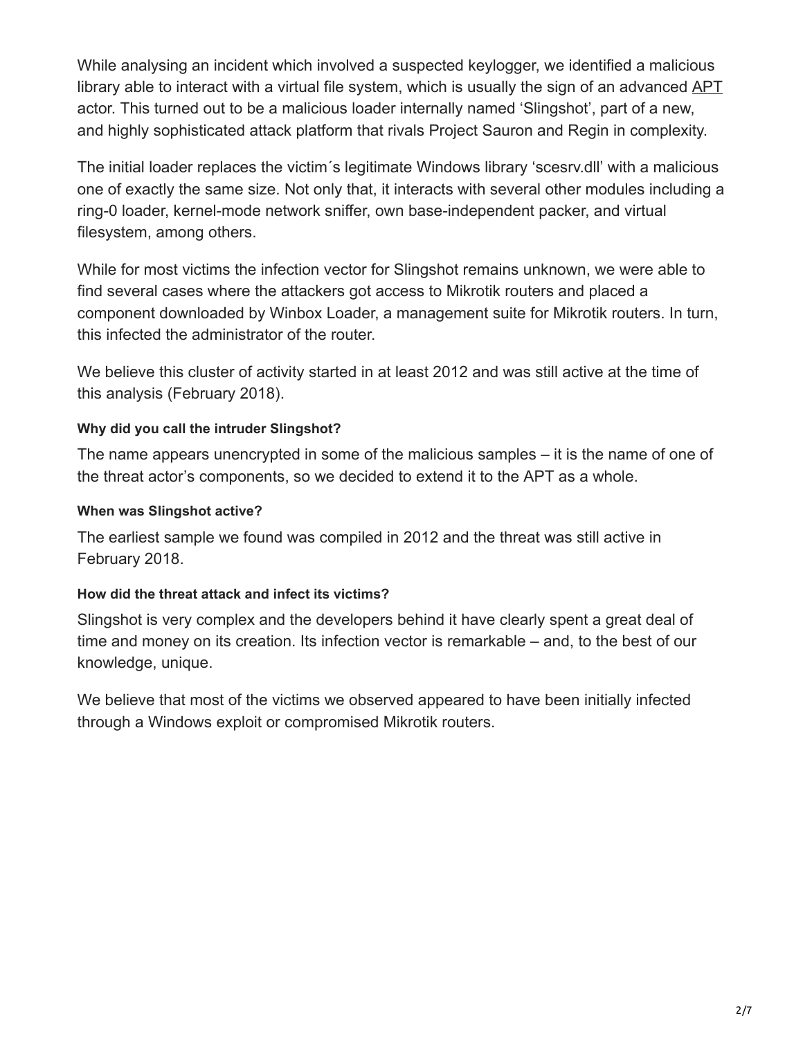While analysing an incident which involved a suspected keylogger, we identified a malicious library able to interact with a virtual file system, which is usually the sign of an advanced APT actor. This turned out to be a malicious loader internally named ‘Slingshot’, part of a new, and highly sophisticated attack platform that rivals Project Sauron and Regin in complexity.

The initial loader replaces the victim´s legitimate Windows library ‘scesrv.dll’ with a malicious one of exactly the same size. Not only that, it interacts with several other modules including a ring-0 loader, kernel-mode network sniffer, own base-independent packer, and virtual filesystem, among others.

While for most victims the infection vector for Slingshot remains unknown, we were able to find several cases where the attackers got access to Mikrotik routers and placed a component downloaded by Winbox Loader, a management suite for Mikrotik routers. In turn, this infected the administrator of the router.

We believe this cluster of activity started in at least 2012 and was still active at the time of this analysis (February 2018).

#### Why did you call the intruder Slingshot?

The name appears unencrypted in some of the malicious samples – it is the name of one of the threat actor’s components, so we decided to extend it to the APT as a whole.

#### When was Slingshot active?

The earliest sample we found was compiled in 2012 and the threat was still active in February 2018.

#### How did the threat attack and infect its victims?

Slingshot is very complex and the developers behind it have clearly spent a great deal of time and money on its creation. Its infection vector is remarkable – and, to the best of our knowledge, unique.

We believe that most of the victims we observed appeared to have been initially infected through a Windows exploit or compromised Mikrotik routers.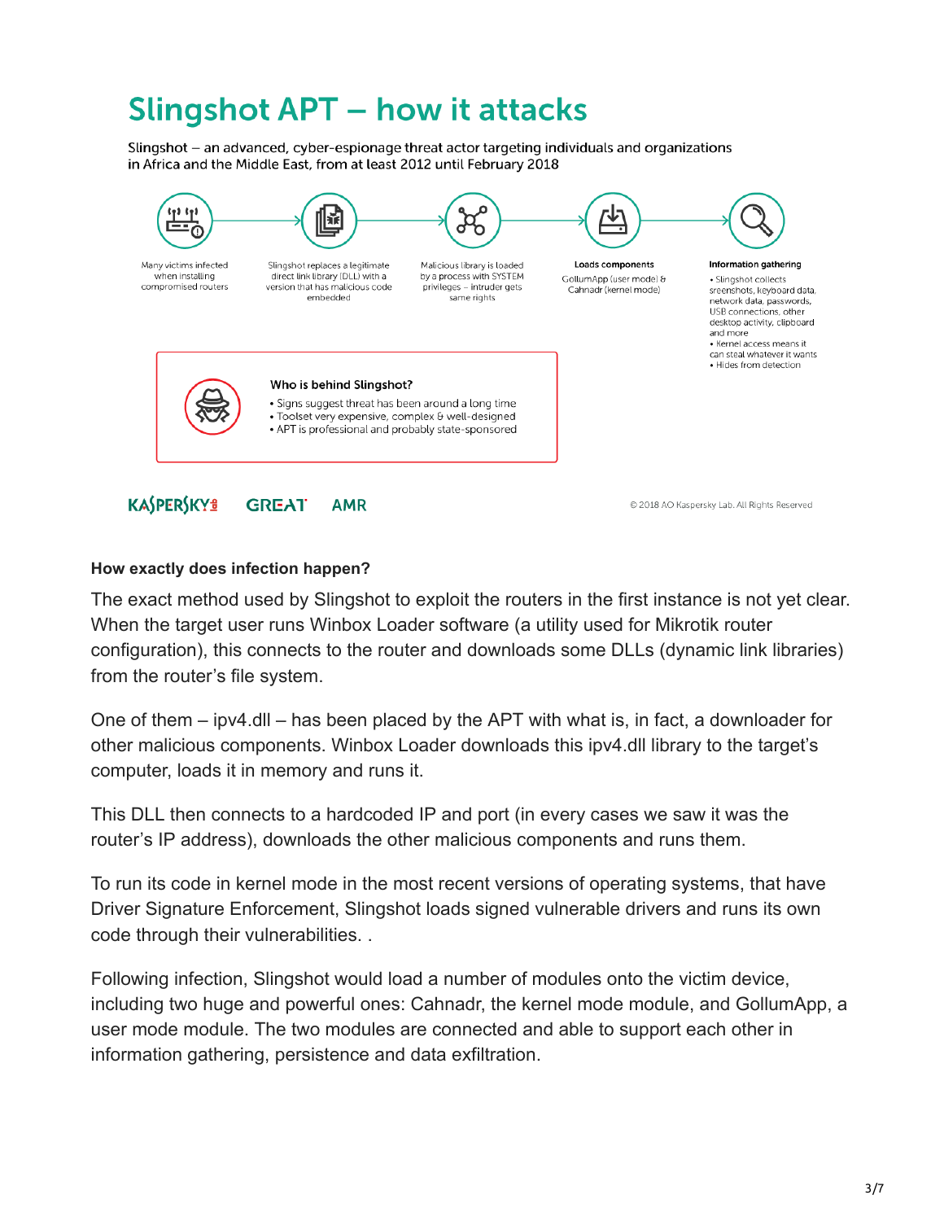# Slingshot APT – how it attacks

Slingshot – an advanced, cyber-espionage threat actor targeting individuals and organizations in Africa and the Middle East, from at least 2012 until February 2018

Many victims infected when installing compromised routers

Slingshot replaces a legitimate direct link library (DLL) with a version that has malicious code embedded

Malicious library is loaded by a process with SYSTEM privileges – intruder gets same rights

**Loads components**

GollumApp (user mode) & Cahnadr (kernel mode)

**Information gathering**

- Slingshot collects sreenshots, keyboard data, network data, passwords, USB connections, other desktop activity, clipboard and more
- Kernel access means it can steal whatever it wants
- Hides from detection

**Who is behind Slingshot?**

- Signs suggest threat has been around a long time
- Toolset very expensive, complex & well-designed
- APT is professional and probably state-sponsored

KASPERSKY GREAT AMR

© 2018 AO Kaspersky Lab. All Rights Reserved

**How exactly does infection happen?**

The exact method used by Slingshot to exploit the routers in the first instance is not yet clear. When the target user runs Winbox Loader software (a utility used for Mikrotik router configuration), this connects to the router and downloads some DLLs (dynamic link libraries) from the router's file system.

One of them – ipv4.dll – has been placed by the APT with what is, in fact, a downloader for other malicious components. Winbox Loader downloads this ipv4.dll library to the target's computer, loads it in memory and runs it.

This DLL then connects to a hardcoded IP and port (in every cases we saw it was the router's IP address), downloads the other malicious components and runs them.

To run its code in kernel mode in the most recent versions of operating systems, that have Driver Signature Enforcement, Slingshot loads signed vulnerable drivers and runs its own code through their vulnerabilities. .

Following infection, Slingshot would load a number of modules onto the victim device, including two huge and powerful ones: Cahnadr, the kernel mode module, and GollumApp, a user mode module. The two modules are connected and able to support each other in information gathering, persistence and data exfiltration.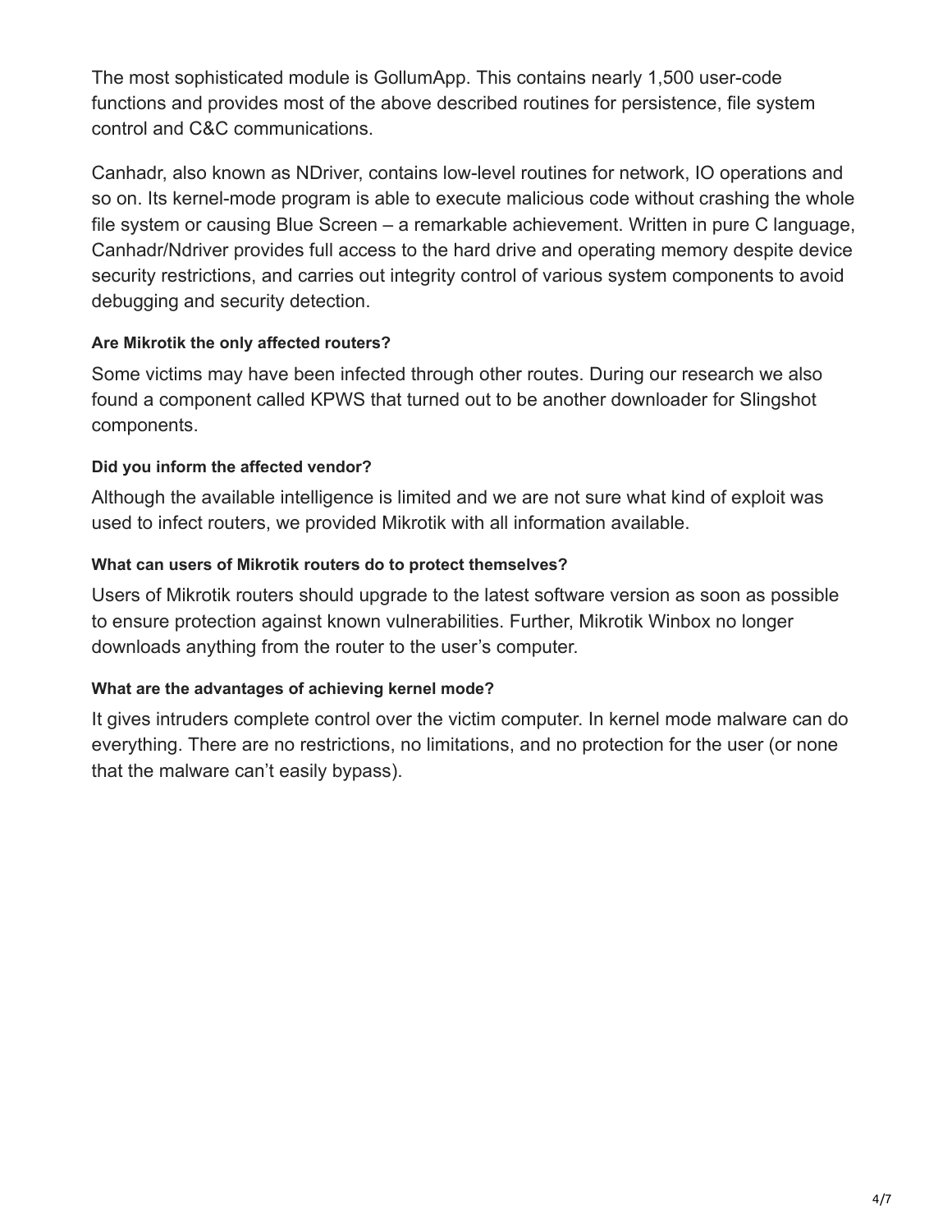The most sophisticated module is GollumApp. This contains nearly 1,500 user-code functions and provides most of the above described routines for persistence, file system control and C&C communications.

Canhadr, also known as NDriver, contains low-level routines for network, IO operations and so on. Its kernel-mode program is able to execute malicious code without crashing the whole file system or causing Blue Screen – a remarkable achievement. Written in pure C language, Canhadr/Ndriver provides full access to the hard drive and operating memory despite device security restrictions, and carries out integrity control of various system components to avoid debugging and security detection.

#### Are Mikrotik the only affected routers?

Some victims may have been infected through other routes. During our research we also found a component called KPWS that turned out to be another downloader for Slingshot components.

#### Did you inform the affected vendor?

Although the available intelligence is limited and we are not sure what kind of exploit was used to infect routers, we provided Mikrotik with all information available.

#### What can users of Mikrotik routers do to protect themselves?

Users of Mikrotik routers should upgrade to the latest software version as soon as possible to ensure protection against known vulnerabilities. Further, Mikrotik Winbox no longer downloads anything from the router to the user's computer.

#### What are the advantages of achieving kernel mode?

It gives intruders complete control over the victim computer. In kernel mode malware can do everything. There are no restrictions, no limitations, and no protection for the user (or none that the malware can't easily bypass).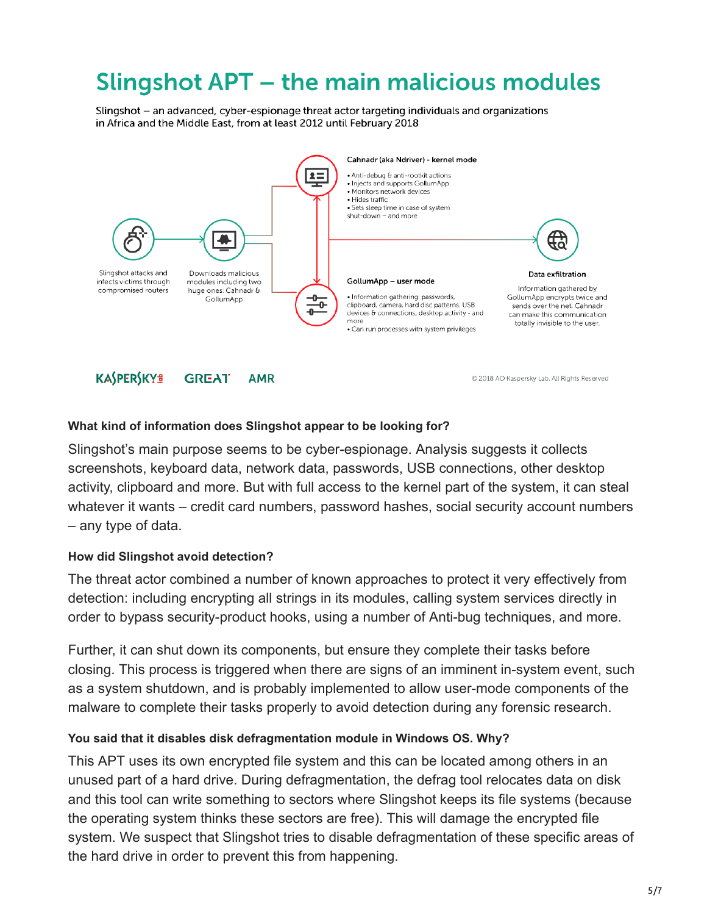# Slingshot APT – the main malicious modules

Slingshot – an advanced, cyber-espionage threat actor targeting individuals and organizations in Africa and the Middle East, from at least 2012 until February 2018

Slingshot attacks and infects victims through compromised routers

Downloads malicious modules including two huge ones: Cahnadr & GollumApp

**Cahnadr (aka Ndriver) - kernel mode**

- Anti-debug & anti-rootkit actions
- Injects and supports GollumApp
- Monitors network devices
- Hides traffic
- Sets sleep time in case of system shut-down – and more

**GollumApp – user mode**

- Information gathering: passwords, clipboard, camera, hard disc patterns, USB devices & connections, desktop activity - and more
- Can run processes with system privileges

**Data exfiltration**

Information gathered by GollumApp encrypts twice and sends over the net. Cahnadr can make this communication totally invisible to the user.

KASPERSKY GREAT AMR

© 2018 AO Kaspersky Lab. All Rights Reserved

**What kind of information does Slingshot appear to be looking for?**

Slingshot's main purpose seems to be cyber-espionage. Analysis suggests it collects screenshots, keyboard data, network data, passwords, USB connections, other desktop activity, clipboard and more. But with full access to the kernel part of the system, it can steal whatever it wants – credit card numbers, password hashes, social security account numbers – any type of data.

**How did Slingshot avoid detection?**

The threat actor combined a number of known approaches to protect it very effectively from detection: including encrypting all strings in its modules, calling system services directly in order to bypass security-product hooks, using a number of Anti-bug techniques, and more.

Further, it can shut down its components, but ensure they complete their tasks before closing. This process is triggered when there are signs of an imminent in-system event, such as a system shutdown, and is probably implemented to allow user-mode components of the malware to complete their tasks properly to avoid detection during any forensic research.

**You said that it disables disk defragmentation module in Windows OS. Why?**

This APT uses its own encrypted file system and this can be located among others in an unused part of a hard drive. During defragmentation, the defrag tool relocates data on disk and this tool can write something to sectors where Slingshot keeps its file systems (because the operating system thinks these sectors are free). This will damage the encrypted file system. We suspect that Slingshot tries to disable defragmentation of these specific areas of the hard drive in order to prevent this from happening.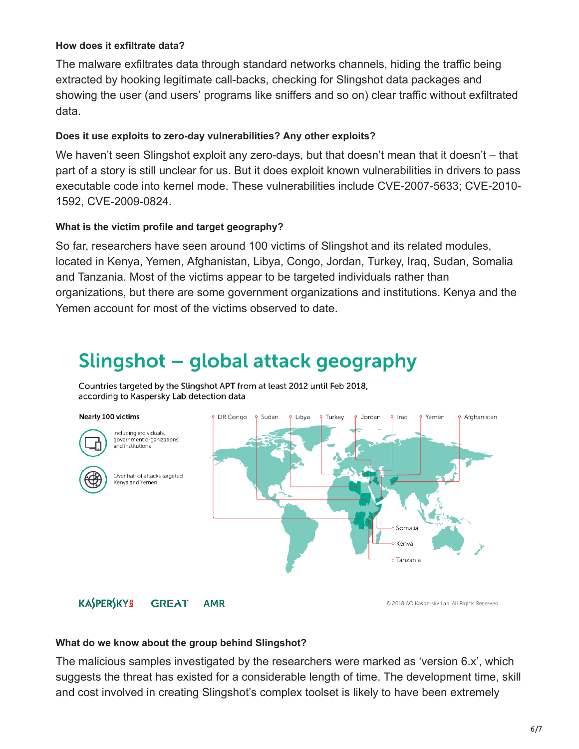**How does it exfiltrate data?**

The malware exfiltrates data through standard networks channels, hiding the traffic being extracted by hooking legitimate call-backs, checking for Slingshot data packages and showing the user (and users' programs like sniffers and so on) clear traffic without exfiltrated data.

**Does it use exploits to zero-day vulnerabilities? Any other exploits?**

We haven't seen Slingshot exploit any zero-days, but that doesn't mean that it doesn't – that part of a story is still unclear for us. But it does exploit known vulnerabilities in drivers to pass executable code into kernel mode. These vulnerabilities include CVE-2007-5633; CVE-2010-1592, CVE-2009-0824.

**What is the victim profile and target geography?**

So far, researchers have seen around 100 victims of Slingshot and its related modules, located in Kenya, Yemen, Afghanistan, Libya, Congo, Jordan, Turkey, Iraq, Sudan, Somalia and Tanzania. Most of the victims appear to be targeted individuals rather than organizations, but there are some government organizations and institutions. Kenya and the Yemen account for most of the victims observed to date.

## Slingshot – global attack geography

Countries targeted by the Slingshot APT from at least 2012 until Feb 2018, according to Kaspersky Lab detection data

**Nearly 100 victims**

Including individuals, government organizations and institutions

Over half of attacks targeted Kenya and Yemen

DR Congo, Sudan, Libya, Turkey, Jordan, Iraq, Yemen, Afghanistan, Somalia, Kenya, Tanzania

KASPERSKY GREAT AMR © 2018 AO Kaspersky Lab. All Rights Reserved

**What do we know about the group behind Slingshot?**

The malicious samples investigated by the researchers were marked as 'version 6.x', which suggests the threat has existed for a considerable length of time. The development time, skill and cost involved in creating Slingshot's complex toolset is likely to have been extremely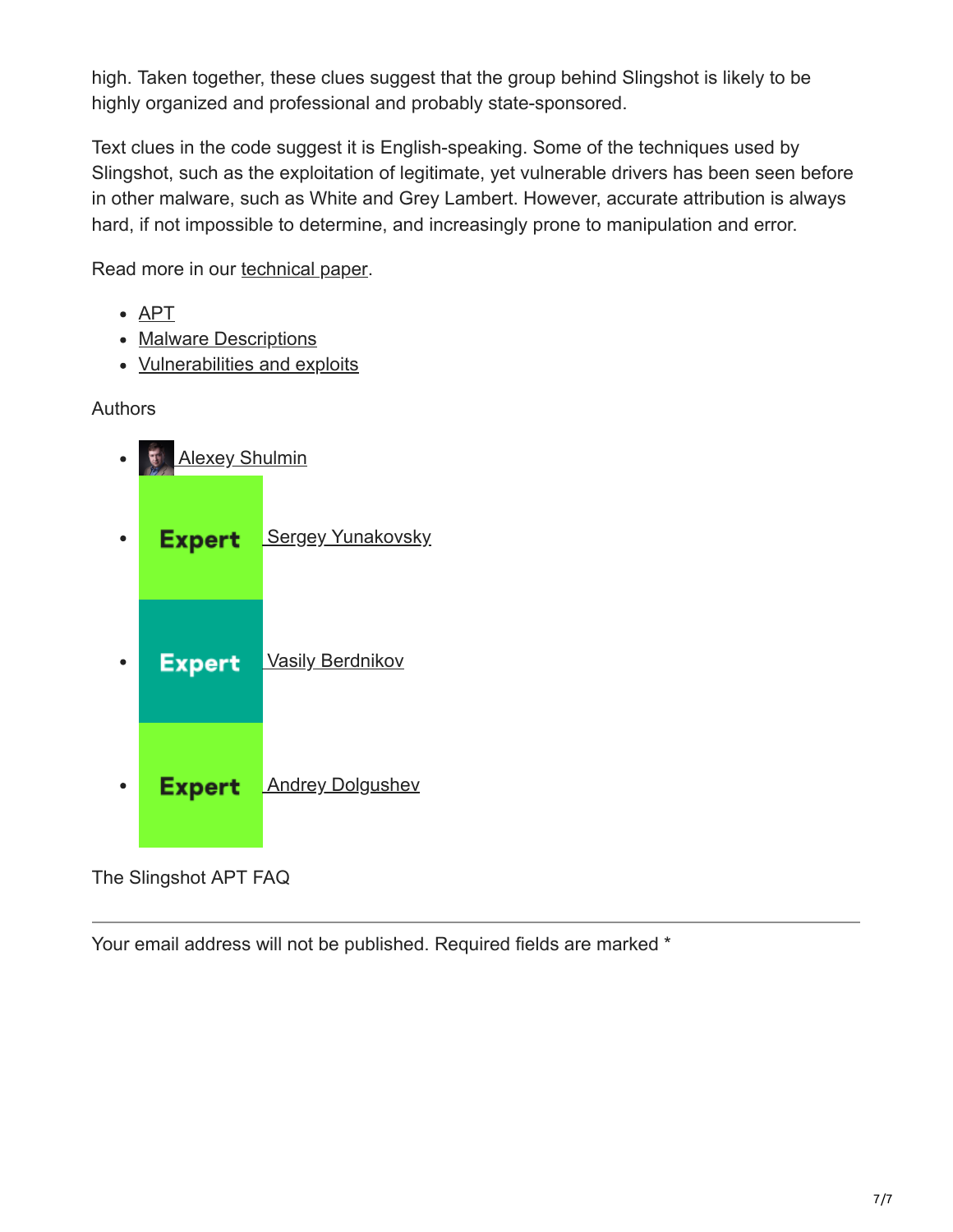high. Taken together, these clues suggest that the group behind Slingshot is likely to be highly organized and professional and probably state-sponsored.

Text clues in the code suggest it is English-speaking. Some of the techniques used by Slingshot, such as the exploitation of legitimate, yet vulnerable drivers has been seen before in other malware, such as White and Grey Lambert. However, accurate attribution is always hard, if not impossible to determine, and increasingly prone to manipulation and error.

Read more in our technical paper.

- APT
- Malware Descriptions
- Vulnerabilities and exploits

Authors

- Alexey Shulmin
- Expert Sergey Yunakovsky
- Expert Vasily Berdnikov
- Expert Andrey Dolgushev

The Slingshot APT FAQ

---

Your email address will not be published. Required fields are marked *